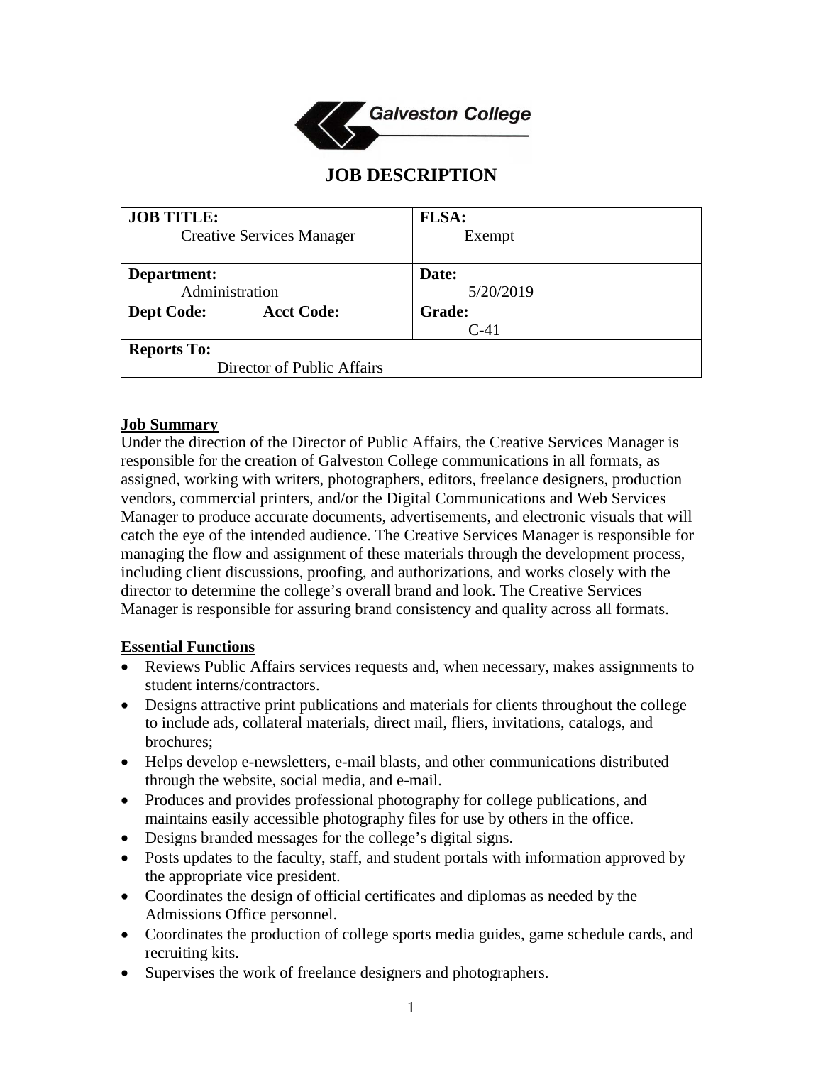Galveston College

# JOB DESCRIPTION

| **JOB TITLE:** Creative Services Manager | **FLSA:** Exempt |
|---|---|
| **Department:** Administration | **Date:** 5/20/2019 |
| **Dept Code:** **Acct Code:** | **Grade:** C-41 |
| **Reports To:** Director of Public Affairs | |

## Job Summary

Under the direction of the Director of Public Affairs, the Creative Services Manager is responsible for the creation of Galveston College communications in all formats, as assigned, working with writers, photographers, editors, freelance designers, production vendors, commercial printers, and/or the Digital Communications and Web Services Manager to produce accurate documents, advertisements, and electronic visuals that will catch the eye of the intended audience. The Creative Services Manager is responsible for managing the flow and assignment of these materials through the development process, including client discussions, proofing, and authorizations, and works closely with the director to determine the college's overall brand and look. The Creative Services Manager is responsible for assuring brand consistency and quality across all formats.

## Essential Functions

- Reviews Public Affairs services requests and, when necessary, makes assignments to student interns/contractors.
- Designs attractive print publications and materials for clients throughout the college to include ads, collateral materials, direct mail, fliers, invitations, catalogs, and brochures;
- Helps develop e-newsletters, e-mail blasts, and other communications distributed through the website, social media, and e-mail.
- Produces and provides professional photography for college publications, and maintains easily accessible photography files for use by others in the office.
- Designs branded messages for the college's digital signs.
- Posts updates to the faculty, staff, and student portals with information approved by the appropriate vice president.
- Coordinates the design of official certificates and diplomas as needed by the Admissions Office personnel.
- Coordinates the production of college sports media guides, game schedule cards, and recruiting kits.
- Supervises the work of freelance designers and photographers.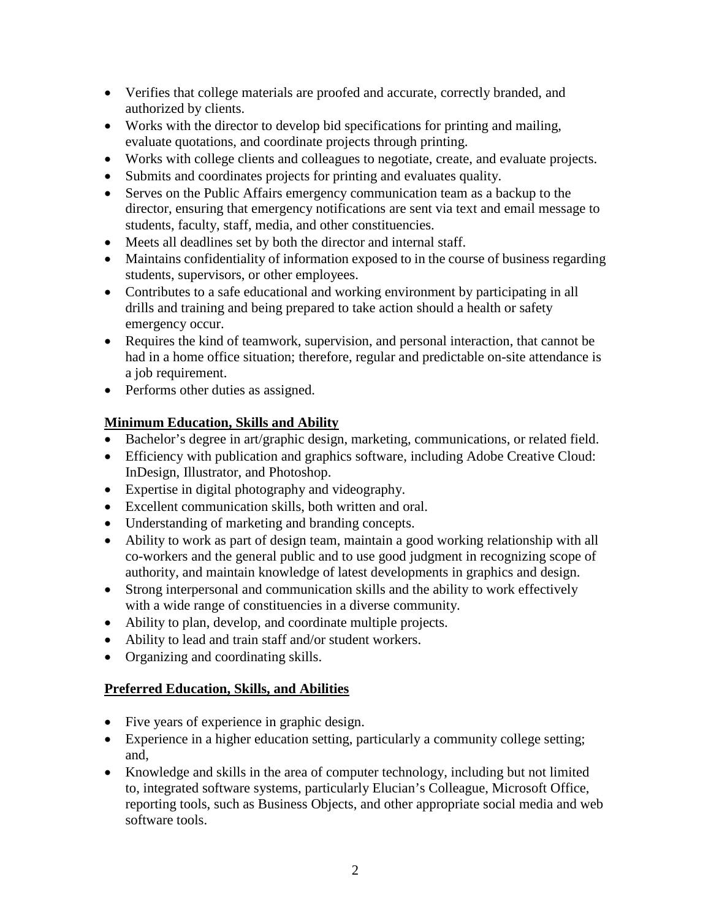- Verifies that college materials are proofed and accurate, correctly branded, and authorized by clients.
- Works with the director to develop bid specifications for printing and mailing, evaluate quotations, and coordinate projects through printing.
- Works with college clients and colleagues to negotiate, create, and evaluate projects.
- Submits and coordinates projects for printing and evaluates quality.
- Serves on the Public Affairs emergency communication team as a backup to the director, ensuring that emergency notifications are sent via text and email message to students, faculty, staff, media, and other constituencies.
- Meets all deadlines set by both the director and internal staff.
- Maintains confidentiality of information exposed to in the course of business regarding students, supervisors, or other employees.
- Contributes to a safe educational and working environment by participating in all drills and training and being prepared to take action should a health or safety emergency occur.
- Requires the kind of teamwork, supervision, and personal interaction, that cannot be had in a home office situation; therefore, regular and predictable on-site attendance is a job requirement.
- Performs other duties as assigned.

## Minimum Education, Skills and Ability

- Bachelor's degree in art/graphic design, marketing, communications, or related field.
- Efficiency with publication and graphics software, including Adobe Creative Cloud: InDesign, Illustrator, and Photoshop.
- Expertise in digital photography and videography.
- Excellent communication skills, both written and oral.
- Understanding of marketing and branding concepts.
- Ability to work as part of design team, maintain a good working relationship with all co-workers and the general public and to use good judgment in recognizing scope of authority, and maintain knowledge of latest developments in graphics and design.
- Strong interpersonal and communication skills and the ability to work effectively with a wide range of constituencies in a diverse community.
- Ability to plan, develop, and coordinate multiple projects.
- Ability to lead and train staff and/or student workers.
- Organizing and coordinating skills.

## Preferred Education, Skills, and Abilities

- Five years of experience in graphic design.
- Experience in a higher education setting, particularly a community college setting; and,
- Knowledge and skills in the area of computer technology, including but not limited to, integrated software systems, particularly Elucian's Colleague, Microsoft Office, reporting tools, such as Business Objects, and other appropriate social media and web software tools.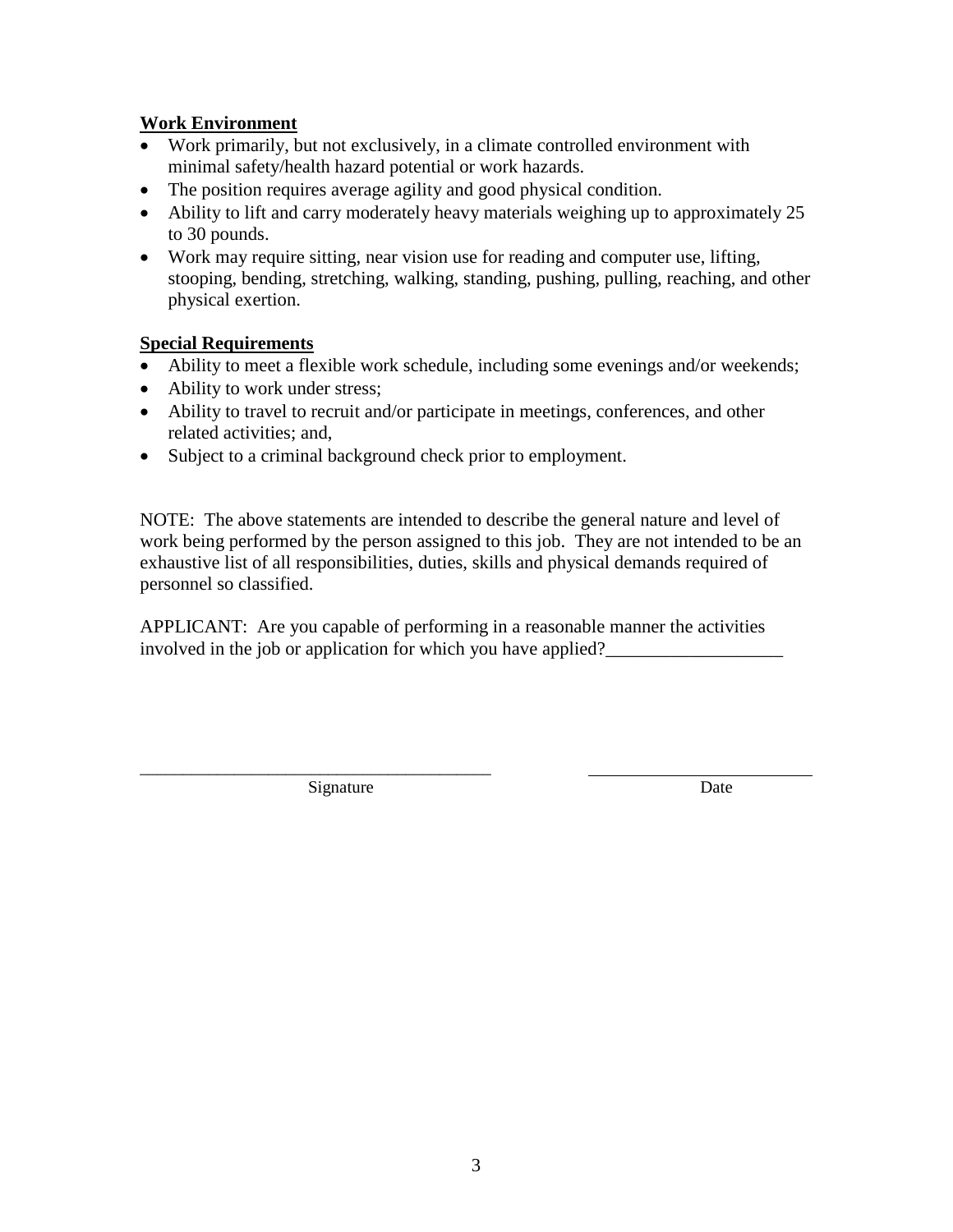**Work Environment**

- Work primarily, but not exclusively, in a climate controlled environment with minimal safety/health hazard potential or work hazards.
- The position requires average agility and good physical condition.
- Ability to lift and carry moderately heavy materials weighing up to approximately 25 to 30 pounds.
- Work may require sitting, near vision use for reading and computer use, lifting, stooping, bending, stretching, walking, standing, pushing, pulling, reaching, and other physical exertion.

**Special Requirements**

- Ability to meet a flexible work schedule, including some evenings and/or weekends;
- Ability to work under stress;
- Ability to travel to recruit and/or participate in meetings, conferences, and other related activities; and,
- Subject to a criminal background check prior to employment.

NOTE: The above statements are intended to describe the general nature and level of work being performed by the person assigned to this job. They are not intended to be an exhaustive list of all responsibilities, duties, skills and physical demands required of personnel so classified.

APPLICANT: Are you capable of performing in a reasonable manner the activities involved in the job or application for which you have applied?___________________

________________________________________ __________________________

Signature Date